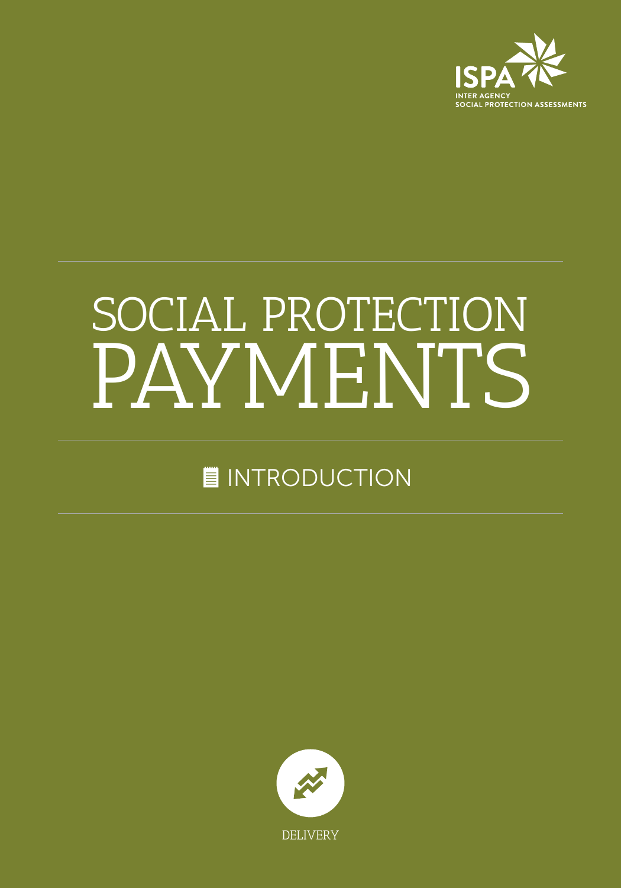ISPA

INTER AGENCY SOCIAL PROTECTION ASSESSMENTS

# SOCIAL PROTECTION PAYMENTS

## INTRODUCTION

DELIVERY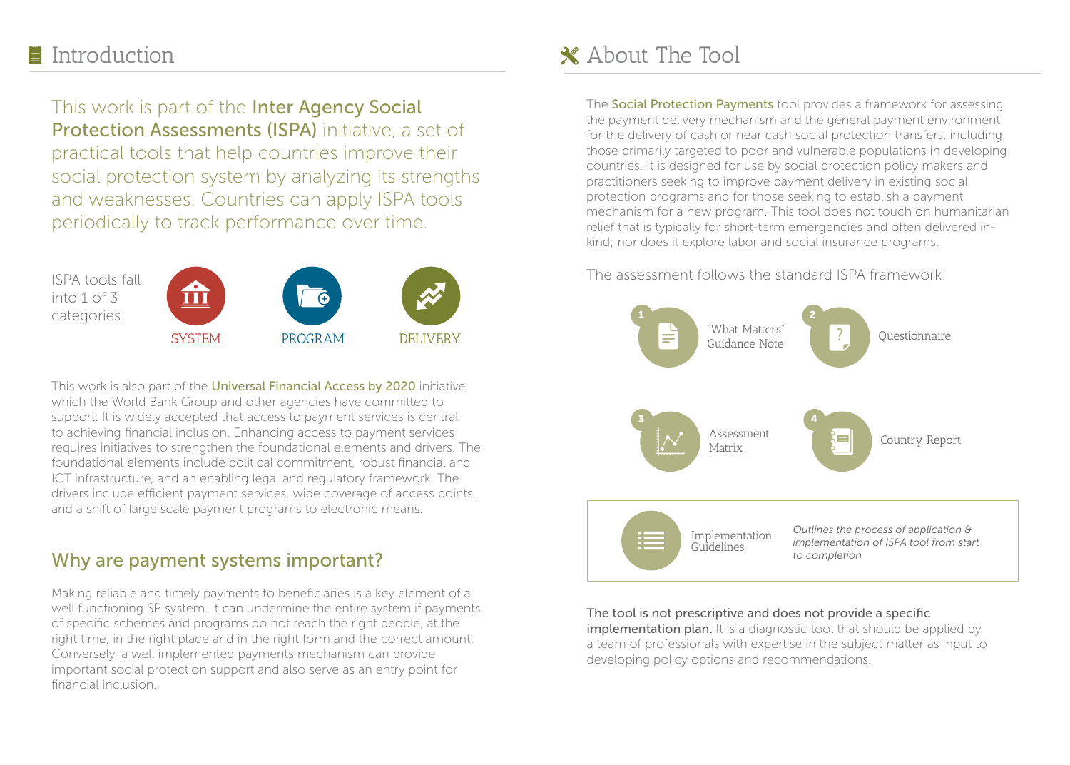# Introduction

This work is part of the **Inter Agency Social Protection Assessments (ISPA)** initiative, a set of practical tools that help countries improve their social protection system by analyzing its strengths and weaknesses. Countries can apply ISPA tools periodically to track performance over time.

ISPA tools fall into 1 of 3 categories:

- SYSTEM
- PROGRAM
- DELIVERY

This work is also part of the **Universal Financial Access by 2020** initiative which the World Bank Group and other agencies have committed to support. It is widely accepted that access to payment services is central to achieving financial inclusion. Enhancing access to payment services requires initiatives to strengthen the foundational elements and drivers. The foundational elements include political commitment, robust financial and ICT infrastructure, and an enabling legal and regulatory framework. The drivers include efficient payment services, wide coverage of access points, and a shift of large scale payment programs to electronic means.

## Why are payment systems important?

Making reliable and timely payments to beneficiaries is a key element of a well functioning SP system. It can undermine the entire system if payments of specific schemes and programs do not reach the right people, at the right time, in the right place and in the right form and the correct amount. Conversely, a well implemented payments mechanism can provide important social protection support and also serve as an entry point for financial inclusion.

# About The Tool

The **Social Protection Payments** tool provides a framework for assessing the payment delivery mechanism and the general payment environment for the delivery of cash or near cash social protection transfers, including those primarily targeted to poor and vulnerable populations in developing countries. It is designed for use by social protection policy makers and practitioners seeking to improve payment delivery in existing social protection programs and for those seeking to establish a payment mechanism for a new program. This tool does not touch on humanitarian relief that is typically for short-term emergencies and often delivered in-kind; nor does it explore labor and social insurance programs.

The assessment follows the standard ISPA framework:

1. "What Matters" Guidance Note
2. Questionnaire
3. Assessment Matrix
4. Country Report

Implementation Guidelines — *Outlines the process of application & implementation of ISPA tool from start to completion*

**The tool is not prescriptive and does not provide a specific implementation plan.** It is a diagnostic tool that should be applied by a team of professionals with expertise in the subject matter as input to developing policy options and recommendations.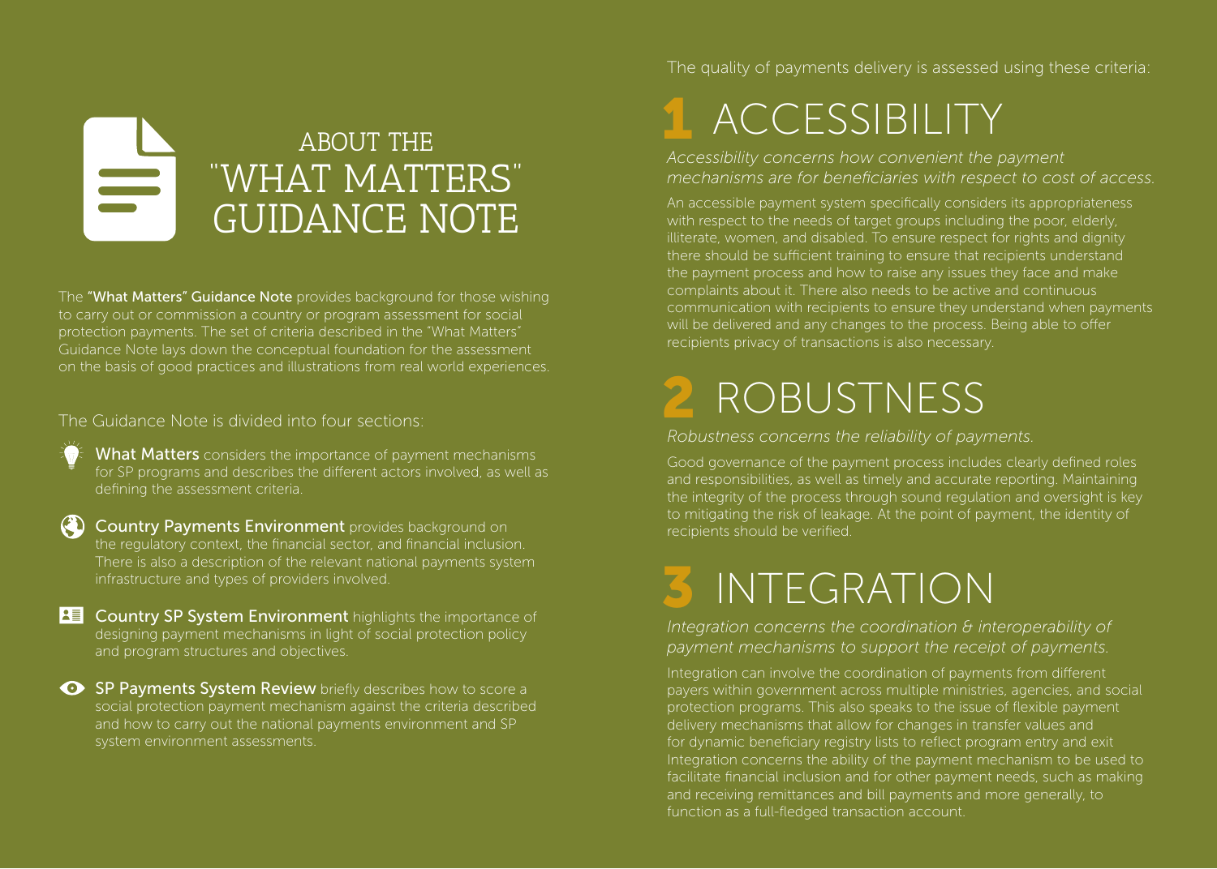# ABOUT THE "WHAT MATTERS" GUIDANCE NOTE

The **"What Matters" Guidance Note** provides background for those wishing to carry out or commission a country or program assessment for social protection payments. The set of criteria described in the "What Matters" Guidance Note lays down the conceptual foundation for the assessment on the basis of good practices and illustrations from real world experiences.

The Guidance Note is divided into four sections:

- **What Matters** considers the importance of payment mechanisms for SP programs and describes the different actors involved, as well as defining the assessment criteria.
- **Country Payments Environment** provides background on the regulatory context, the financial sector, and financial inclusion. There is also a description of the relevant national payments system infrastructure and types of providers involved.
- **Country SP System Environment** highlights the importance of designing payment mechanisms in light of social protection policy and program structures and objectives.
- **SP Payments System Review** briefly describes how to score a social protection payment mechanism against the criteria described and how to carry out the national payments environment and SP system environment assessments.

The quality of payments delivery is assessed using these criteria:

## 1 ACCESSIBILITY

*Accessibility concerns how convenient the payment mechanisms are for beneficiaries with respect to cost of access.*

An accessible payment system specifically considers its appropriateness with respect to the needs of target groups including the poor, elderly, illiterate, women, and disabled. To ensure respect for rights and dignity there should be sufficient training to ensure that recipients understand the payment process and how to raise any issues they face and make complaints about it. There also needs to be active and continuous communication with recipients to ensure they understand when payments will be delivered and any changes to the process. Being able to offer recipients privacy of transactions is also necessary.

## 2 ROBUSTNESS

*Robustness concerns the reliability of payments.*

Good governance of the payment process includes clearly defined roles and responsibilities, as well as timely and accurate reporting. Maintaining the integrity of the process through sound regulation and oversight is key to mitigating the risk of leakage. At the point of payment, the identity of recipients should be verified.

## 3 INTEGRATION

*Integration concerns the coordination & interoperability of payment mechanisms to support the receipt of payments.*

Integration can involve the coordination of payments from different payers within government across multiple ministries, agencies, and social protection programs. This also speaks to the issue of flexible payment delivery mechanisms that allow for changes in transfer values and for dynamic beneficiary registry lists to reflect program entry and exit Integration concerns the ability of the payment mechanism to be used to facilitate financial inclusion and for other payment needs, such as making and receiving remittances and bill payments and more generally, to function as a full-fledged transaction account.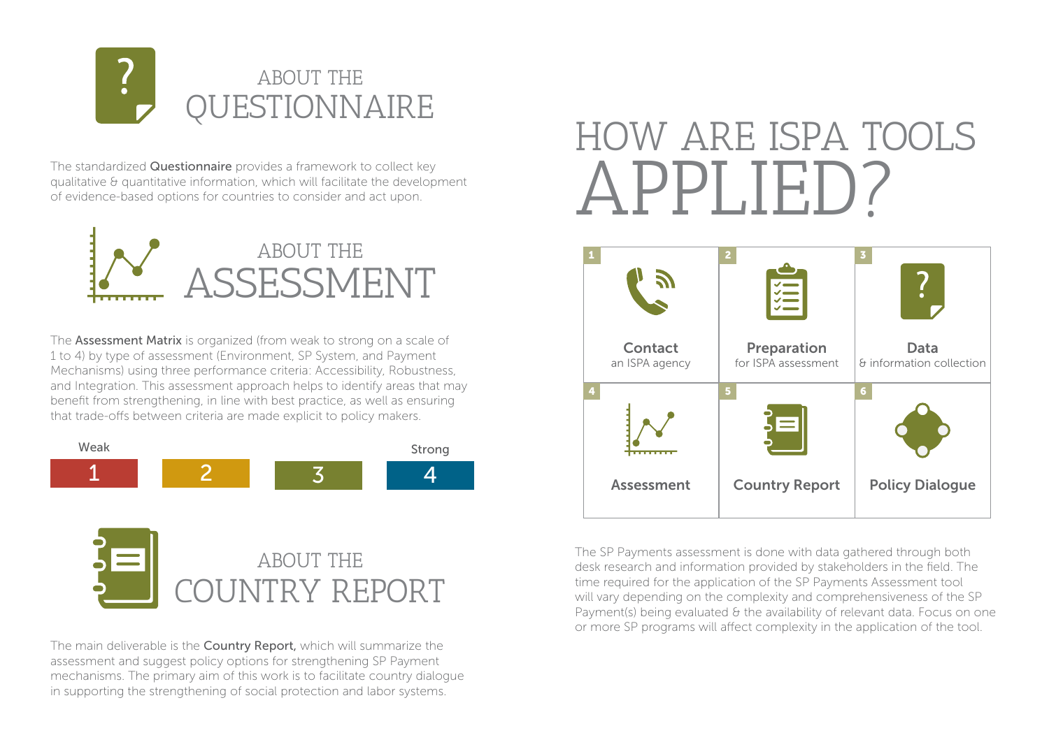## ABOUT THE QUESTIONNAIRE

The standardized **Questionnaire** provides a framework to collect key qualitative & quantitative information, which will facilitate the development of evidence-based options for countries to consider and act upon.

## ABOUT THE ASSESSMENT

The **Assessment Matrix** is organized (from weak to strong on a scale of 1 to 4) by type of assessment (Environment, SP System, and Payment Mechanisms) using three performance criteria: Accessibility, Robustness, and Integration. This assessment approach helps to identify areas that may benefit from strengthening, in line with best practice, as well as ensuring that trade-offs between criteria are made explicit to policy makers.

| Weak | | | Strong |
|---|---|---|---|
| 1 | 2 | 3 | 4 |

## ABOUT THE COUNTRY REPORT

The main deliverable is the **Country Report,** which will summarize the assessment and suggest policy options for strengthening SP Payment mechanisms. The primary aim of this work is to facilitate country dialogue in supporting the strengthening of social protection and labor systems.

# HOW ARE ISPA TOOLS APPLIED?

| 1 | 2 | 3 |
|---|---|---|
| **Contact** an ISPA agency | **Preparation** for ISPA assessment | **Data** & information collection |
| **4** | **5** | **6** |
| **Assessment** | **Country Report** | **Policy Dialogue** |

The SP Payments assessment is done with data gathered through both desk research and information provided by stakeholders in the field. The time required for the application of the SP Payments Assessment tool will vary depending on the complexity and comprehensiveness of the SP Payment(s) being evaluated & the availability of relevant data. Focus on one or more SP programs will affect complexity in the application of the tool.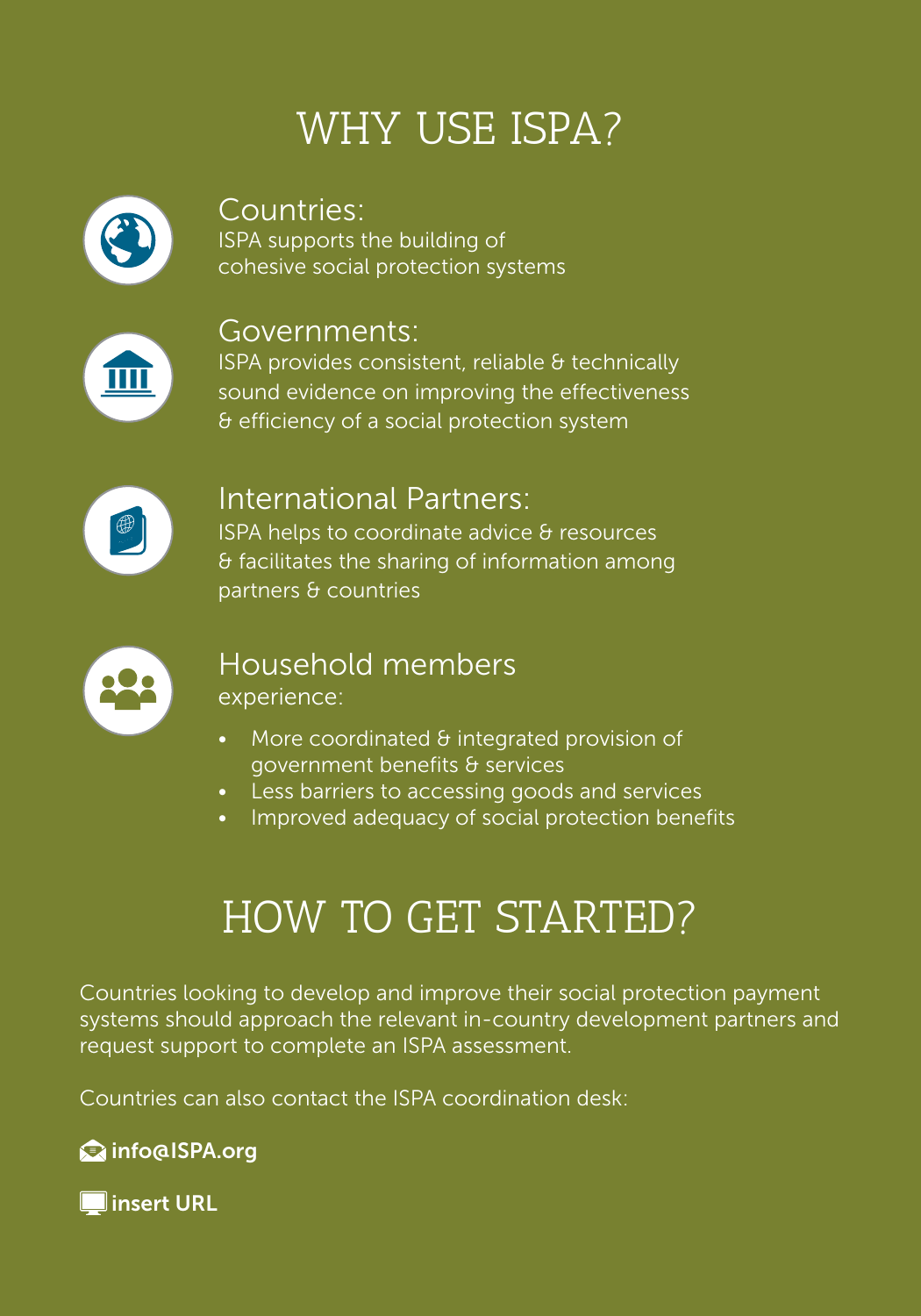# WHY USE ISPA?

### Countries:

ISPA supports the building of cohesive social protection systems

### Governments:

ISPA provides consistent, reliable & technically sound evidence on improving the effectiveness & efficiency of a social protection system

### International Partners:

ISPA helps to coordinate advice & resources & facilitates the sharing of information among partners & countries

### Household members

experience:

- More coordinated & integrated provision of government benefits & services
- Less barriers to accessing goods and services
- Improved adequacy of social protection benefits

# HOW TO GET STARTED?

Countries looking to develop and improve their social protection payment systems should approach the relevant in-country development partners and request support to complete an ISPA assessment.

Countries can also contact the ISPA coordination desk:

**info@ISPA.org**

**insert URL**